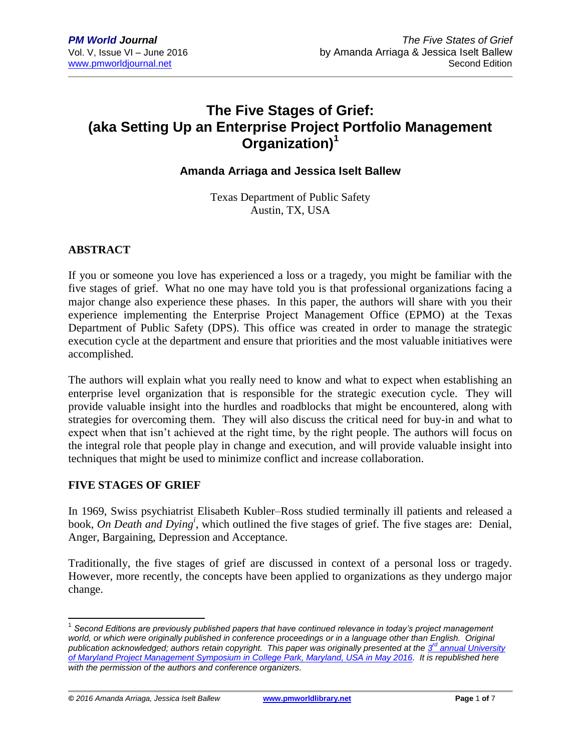# The Five Stages of Grief: (aka Setting Up an Enterprise Project Portfolio Management Organization)[1]

### Amanda Arriaga and Jessica Iselt Ballew

Texas Department of Public Safety
Austin, TX, USA

## ABSTRACT

If you or someone you love has experienced a loss or a tragedy, you might be familiar with the five stages of grief. What no one may have told you is that professional organizations facing a major change also experience these phases. In this paper, the authors will share with you their experience implementing the Enterprise Project Management Office (EPMO) at the Texas Department of Public Safety (DPS). This office was created in order to manage the strategic execution cycle at the department and ensure that priorities and the most valuable initiatives were accomplished.

The authors will explain what you really need to know and what to expect when establishing an enterprise level organization that is responsible for the strategic execution cycle. They will provide valuable insight into the hurdles and roadblocks that might be encountered, along with strategies for overcoming them. They will also discuss the critical need for buy-in and what to expect when that isn't achieved at the right time, by the right people. The authors will focus on the integral role that people play in change and execution, and will provide valuable insight into techniques that might be used to minimize conflict and increase collaboration.

## FIVE STAGES OF GRIEF

In 1969, Swiss psychiatrist Elisabeth Kubler–Ross studied terminally ill patients and released a book, *On Death and Dying*[i], which outlined the five stages of grief. The five stages are: Denial, Anger, Bargaining, Depression and Acceptance.

Traditionally, the five stages of grief are discussed in context of a personal loss or tragedy. However, more recently, the concepts have been applied to organizations as they undergo major change.

---

[1] *Second Editions are previously published papers that have continued relevance in today's project management world, or which were originally published in conference proceedings or in a language other than English. Original publication acknowledged; authors retain copyright. This paper was originally presented at the 3rd annual University of Maryland Project Management Symposium in College Park, Maryland, USA in May 2016. It is republished here with the permission of the authors and conference organizers.*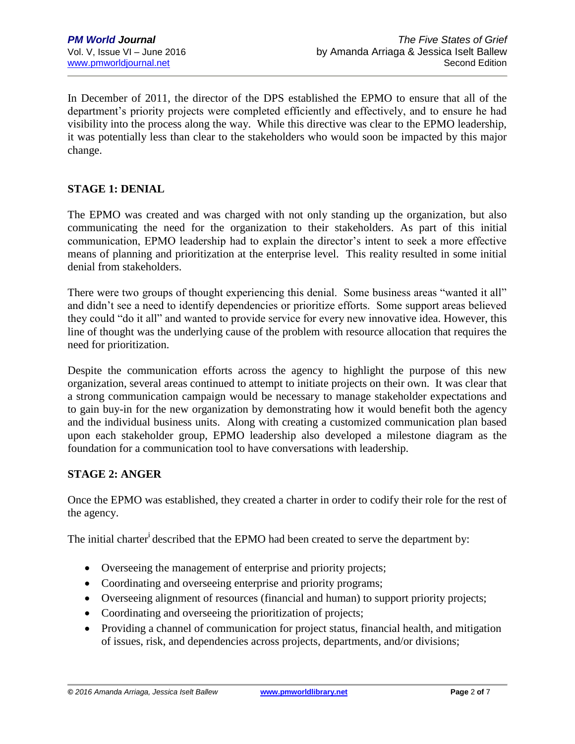In December of 2011, the director of the DPS established the EPMO to ensure that all of the department's priority projects were completed efficiently and effectively, and to ensure he had visibility into the process along the way. While this directive was clear to the EPMO leadership, it was potentially less than clear to the stakeholders who would soon be impacted by this major change.

## STAGE 1: DENIAL

The EPMO was created and was charged with not only standing up the organization, but also communicating the need for the organization to their stakeholders. As part of this initial communication, EPMO leadership had to explain the director's intent to seek a more effective means of planning and prioritization at the enterprise level. This reality resulted in some initial denial from stakeholders.

There were two groups of thought experiencing this denial. Some business areas "wanted it all" and didn't see a need to identify dependencies or prioritize efforts. Some support areas believed they could "do it all" and wanted to provide service for every new innovative idea. However, this line of thought was the underlying cause of the problem with resource allocation that requires the need for prioritization.

Despite the communication efforts across the agency to highlight the purpose of this new organization, several areas continued to attempt to initiate projects on their own. It was clear that a strong communication campaign would be necessary to manage stakeholder expectations and to gain buy-in for the new organization by demonstrating how it would benefit both the agency and the individual business units. Along with creating a customized communication plan based upon each stakeholder group, EPMO leadership also developed a milestone diagram as the foundation for a communication tool to have conversations with leadership.

## STAGE 2: ANGER

Once the EPMO was established, they created a charter in order to codify their role for the rest of the agency.

The initial charter[i] described that the EPMO had been created to serve the department by:

- Overseeing the management of enterprise and priority projects;
- Coordinating and overseeing enterprise and priority programs;
- Overseeing alignment of resources (financial and human) to support priority projects;
- Coordinating and overseeing the prioritization of projects;
- Providing a channel of communication for project status, financial health, and mitigation of issues, risk, and dependencies across projects, departments, and/or divisions;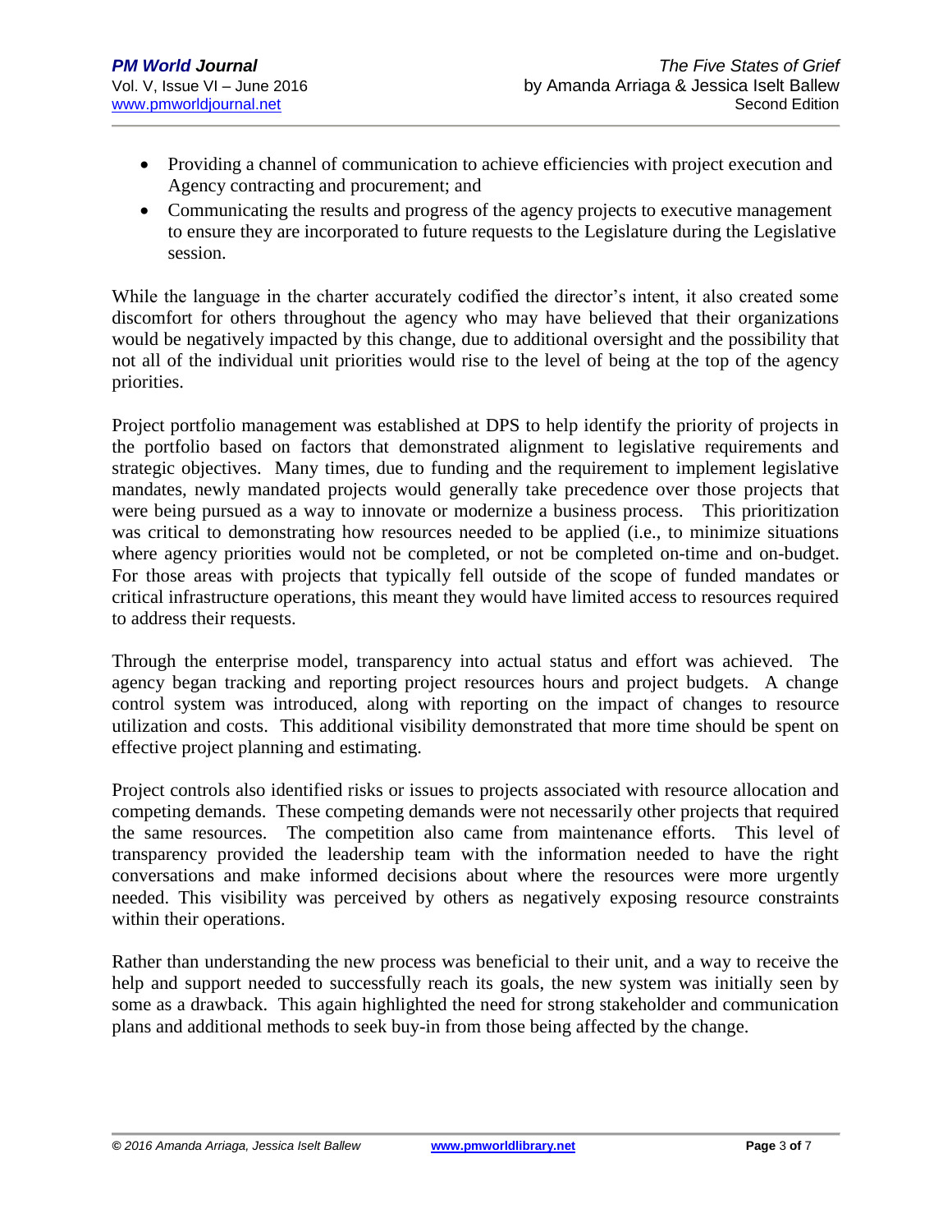- Providing a channel of communication to achieve efficiencies with project execution and Agency contracting and procurement; and
- Communicating the results and progress of the agency projects to executive management to ensure they are incorporated to future requests to the Legislature during the Legislative session.

While the language in the charter accurately codified the director's intent, it also created some discomfort for others throughout the agency who may have believed that their organizations would be negatively impacted by this change, due to additional oversight and the possibility that not all of the individual unit priorities would rise to the level of being at the top of the agency priorities.

Project portfolio management was established at DPS to help identify the priority of projects in the portfolio based on factors that demonstrated alignment to legislative requirements and strategic objectives. Many times, due to funding and the requirement to implement legislative mandates, newly mandated projects would generally take precedence over those projects that were being pursued as a way to innovate or modernize a business process. This prioritization was critical to demonstrating how resources needed to be applied (i.e., to minimize situations where agency priorities would not be completed, or not be completed on-time and on-budget. For those areas with projects that typically fell outside of the scope of funded mandates or critical infrastructure operations, this meant they would have limited access to resources required to address their requests.

Through the enterprise model, transparency into actual status and effort was achieved. The agency began tracking and reporting project resources hours and project budgets. A change control system was introduced, along with reporting on the impact of changes to resource utilization and costs. This additional visibility demonstrated that more time should be spent on effective project planning and estimating.

Project controls also identified risks or issues to projects associated with resource allocation and competing demands. These competing demands were not necessarily other projects that required the same resources. The competition also came from maintenance efforts. This level of transparency provided the leadership team with the information needed to have the right conversations and make informed decisions about where the resources were more urgently needed. This visibility was perceived by others as negatively exposing resource constraints within their operations.

Rather than understanding the new process was beneficial to their unit, and a way to receive the help and support needed to successfully reach its goals, the new system was initially seen by some as a drawback. This again highlighted the need for strong stakeholder and communication plans and additional methods to seek buy-in from those being affected by the change.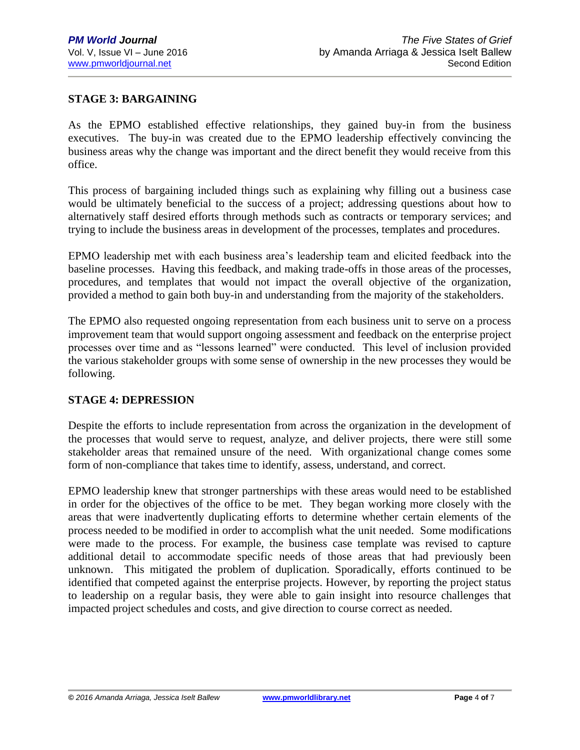## STAGE 3: BARGAINING

As the EPMO established effective relationships, they gained buy-in from the business executives. The buy-in was created due to the EPMO leadership effectively convincing the business areas why the change was important and the direct benefit they would receive from this office.

This process of bargaining included things such as explaining why filling out a business case would be ultimately beneficial to the success of a project; addressing questions about how to alternatively staff desired efforts through methods such as contracts or temporary services; and trying to include the business areas in development of the processes, templates and procedures.

EPMO leadership met with each business area's leadership team and elicited feedback into the baseline processes. Having this feedback, and making trade-offs in those areas of the processes, procedures, and templates that would not impact the overall objective of the organization, provided a method to gain both buy-in and understanding from the majority of the stakeholders.

The EPMO also requested ongoing representation from each business unit to serve on a process improvement team that would support ongoing assessment and feedback on the enterprise project processes over time and as "lessons learned" were conducted. This level of inclusion provided the various stakeholder groups with some sense of ownership in the new processes they would be following.

## STAGE 4: DEPRESSION

Despite the efforts to include representation from across the organization in the development of the processes that would serve to request, analyze, and deliver projects, there were still some stakeholder areas that remained unsure of the need. With organizational change comes some form of non-compliance that takes time to identify, assess, understand, and correct.

EPMO leadership knew that stronger partnerships with these areas would need to be established in order for the objectives of the office to be met. They began working more closely with the areas that were inadvertently duplicating efforts to determine whether certain elements of the process needed to be modified in order to accomplish what the unit needed. Some modifications were made to the process. For example, the business case template was revised to capture additional detail to accommodate specific needs of those areas that had previously been unknown. This mitigated the problem of duplication. Sporadically, efforts continued to be identified that competed against the enterprise projects. However, by reporting the project status to leadership on a regular basis, they were able to gain insight into resource challenges that impacted project schedules and costs, and give direction to course correct as needed.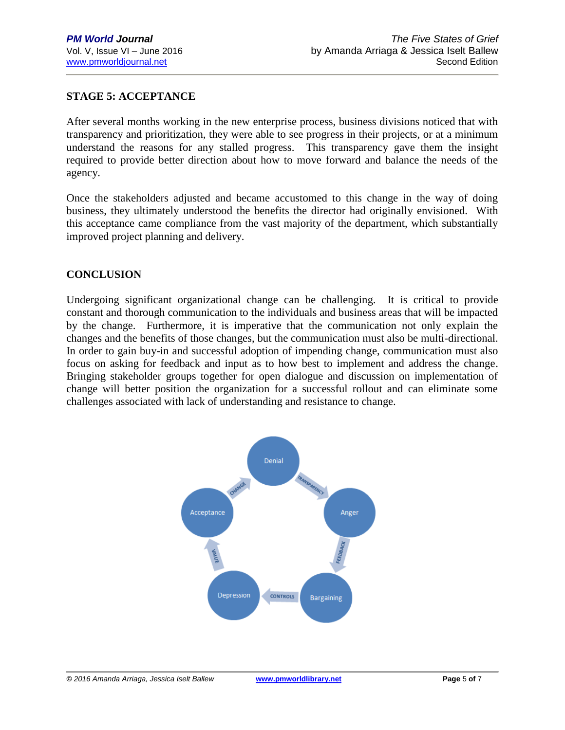## STAGE 5: ACCEPTANCE

After several months working in the new enterprise process, business divisions noticed that with transparency and prioritization, they were able to see progress in their projects, or at a minimum understand the reasons for any stalled progress. This transparency gave them the insight required to provide better direction about how to move forward and balance the needs of the agency.

Once the stakeholders adjusted and became accustomed to this change in the way of doing business, they ultimately understood the benefits the director had originally envisioned. With this acceptance came compliance from the vast majority of the department, which substantially improved project planning and delivery.

## CONCLUSION

Undergoing significant organizational change can be challenging. It is critical to provide constant and thorough communication to the individuals and business areas that will be impacted by the change. Furthermore, it is imperative that the communication not only explain the changes and the benefits of those changes, but the communication must also be multi-directional. In order to gain buy-in and successful adoption of impending change, communication must also focus on asking for feedback and input as to how best to implement and address the change. Bringing stakeholder groups together for open dialogue and discussion on implementation of change will better position the organization for a successful rollout and can eliminate some challenges associated with lack of understanding and resistance to change.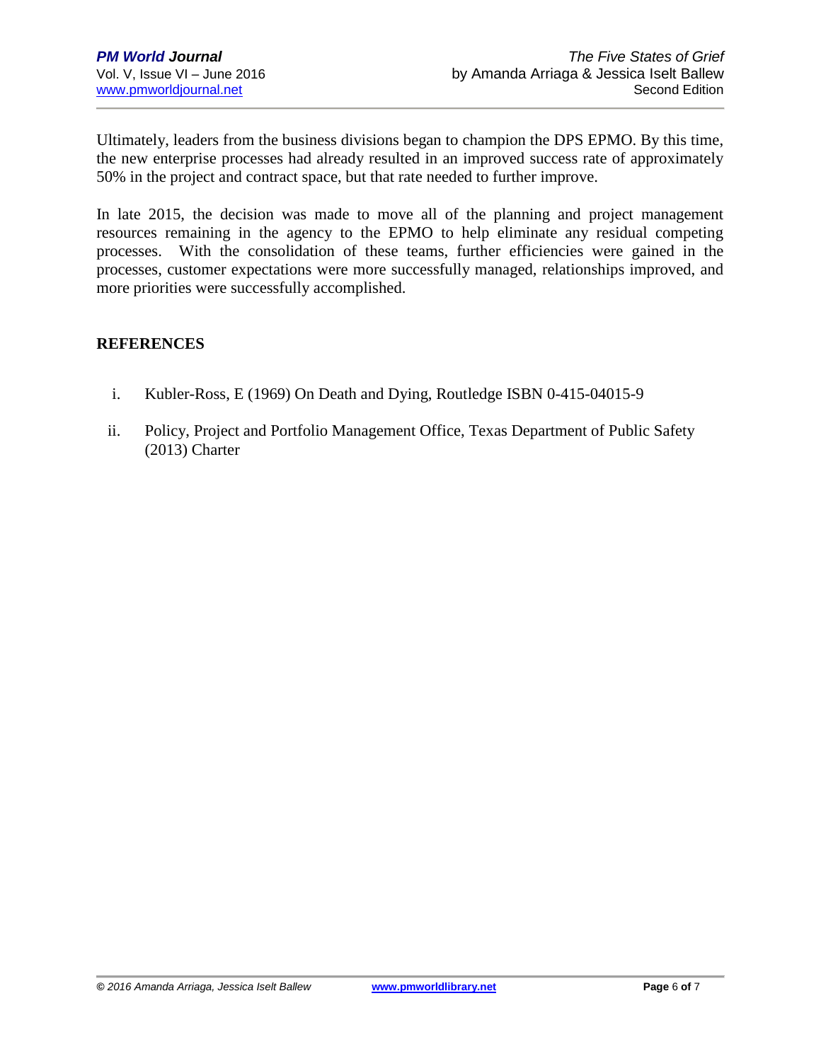Ultimately, leaders from the business divisions began to champion the DPS EPMO. By this time, the new enterprise processes had already resulted in an improved success rate of approximately 50% in the project and contract space, but that rate needed to further improve.

In late 2015, the decision was made to move all of the planning and project management resources remaining in the agency to the EPMO to help eliminate any residual competing processes. With the consolidation of these teams, further efficiencies were gained in the processes, customer expectations were more successfully managed, relationships improved, and more priorities were successfully accomplished.

## REFERENCES

i. Kubler-Ross, E (1969) On Death and Dying, Routledge ISBN 0-415-04015-9

ii. Policy, Project and Portfolio Management Office, Texas Department of Public Safety (2013) Charter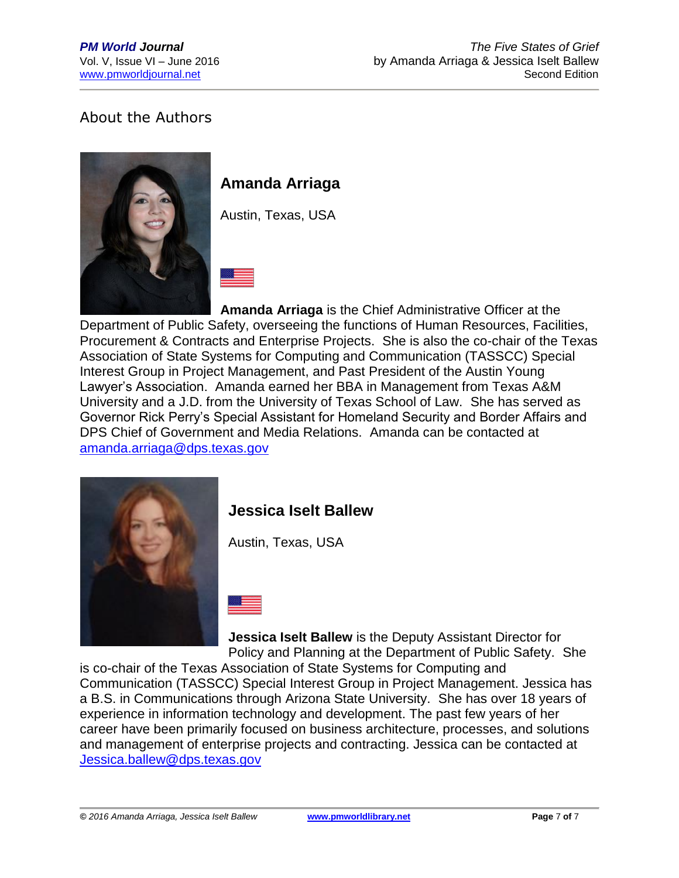## About the Authors

### Amanda Arriaga

Austin, Texas, USA

**Amanda Arriaga** is the Chief Administrative Officer at the Department of Public Safety, overseeing the functions of Human Resources, Facilities, Procurement & Contracts and Enterprise Projects. She is also the co-chair of the Texas Association of State Systems for Computing and Communication (TASSCC) Special Interest Group in Project Management, and Past President of the Austin Young Lawyer's Association. Amanda earned her BBA in Management from Texas A&M University and a J.D. from the University of Texas School of Law. She has served as Governor Rick Perry's Special Assistant for Homeland Security and Border Affairs and DPS Chief of Government and Media Relations. Amanda can be contacted at amanda.arriaga@dps.texas.gov

### Jessica Iselt Ballew

Austin, Texas, USA

**Jessica Iselt Ballew** is the Deputy Assistant Director for Policy and Planning at the Department of Public Safety. She is co-chair of the Texas Association of State Systems for Computing and Communication (TASSCC) Special Interest Group in Project Management. Jessica has a B.S. in Communications through Arizona State University. She has over 18 years of experience in information technology and development. The past few years of her career have been primarily focused on business architecture, processes, and solutions and management of enterprise projects and contracting. Jessica can be contacted at Jessica.ballew@dps.texas.gov